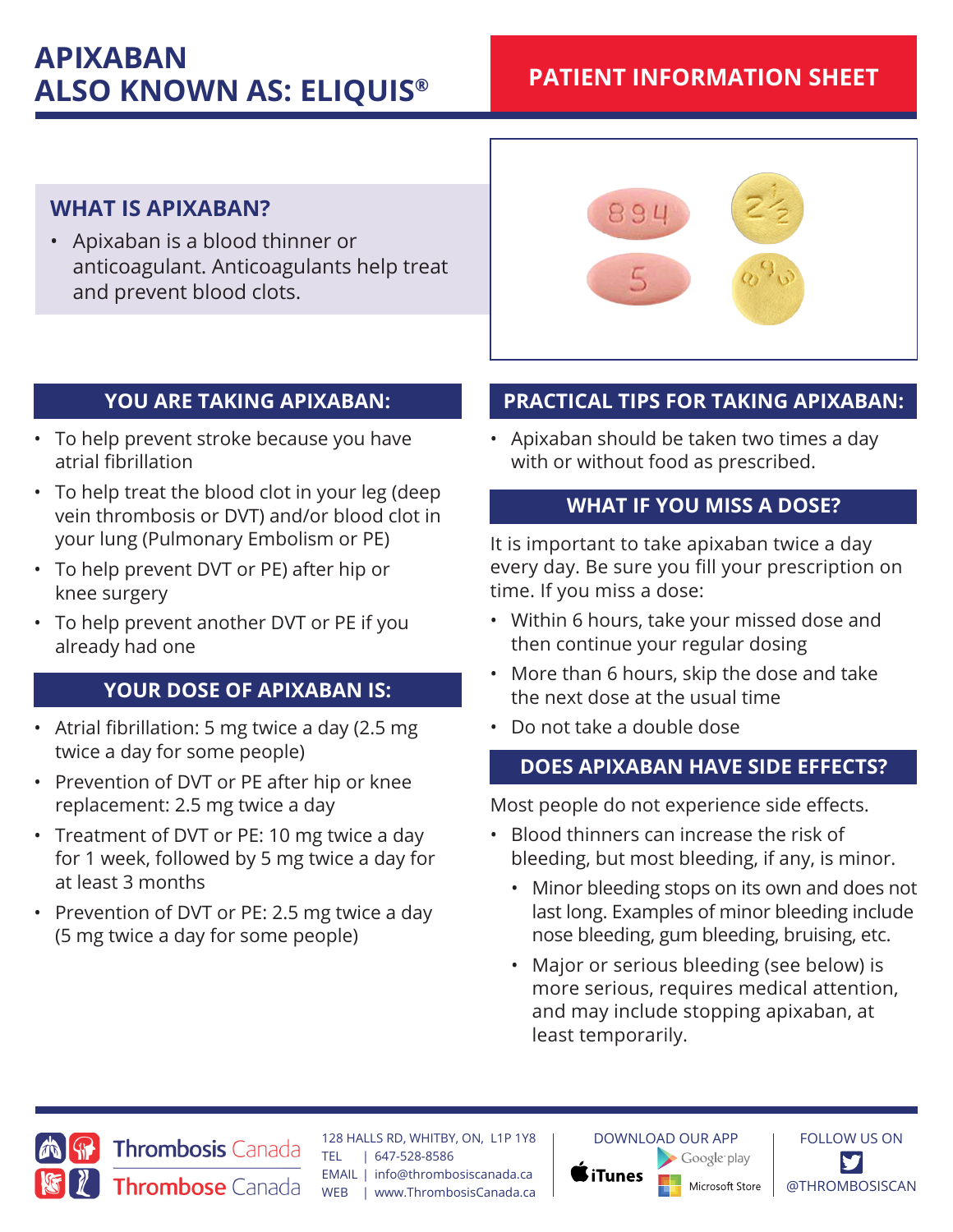# APIXABAN
# ALSO KNOWN AS: ELIQUIS®

## PATIENT INFORMATION SHEET

## WHAT IS APIXABAN?

- Apixaban is a blood thinner or anticoagulant. Anticoagulants help treat and prevent blood clots.

## YOU ARE TAKING APIXABAN:

- To help prevent stroke because you have atrial fibrillation
- To help treat the blood clot in your leg (deep vein thrombosis or DVT) and/or blood clot in your lung (Pulmonary Embolism or PE)
- To help prevent DVT or PE) after hip or knee surgery
- To help prevent another DVT or PE if you already had one

## YOUR DOSE OF APIXABAN IS:

- Atrial fibrillation: 5 mg twice a day (2.5 mg twice a day for some people)
- Prevention of DVT or PE after hip or knee replacement: 2.5 mg twice a day
- Treatment of DVT or PE: 10 mg twice a day for 1 week, followed by 5 mg twice a day for at least 3 months
- Prevention of DVT or PE: 2.5 mg twice a day (5 mg twice a day for some people)

## PRACTICAL TIPS FOR TAKING APIXABAN:

- Apixaban should be taken two times a day with or without food as prescribed.

## WHAT IF YOU MISS A DOSE?

It is important to take apixaban twice a day every day. Be sure you fill your prescription on time. If you miss a dose:

- Within 6 hours, take your missed dose and then continue your regular dosing
- More than 6 hours, skip the dose and take the next dose at the usual time
- Do not take a double dose

## DOES APIXABAN HAVE SIDE EFFECTS?

Most people do not experience side effects.

- Blood thinners can increase the risk of bleeding, but most bleeding, if any, is minor.
  - Minor bleeding stops on its own and does not last long. Examples of minor bleeding include nose bleeding, gum bleeding, bruising, etc.
  - Major or serious bleeding (see below) is more serious, requires medical attention, and may include stopping apixaban, at least temporarily.

Thrombosis Canada / Thrombose Canada

128 HALLS RD, WHITBY, ON, L1P 1Y8
TEL | 647-528-8586
EMAIL | info@thrombosiscanada.ca
WEB | www.ThrombosisCanada.ca

DOWNLOAD OUR APP: iTunes, Google play, Microsoft Store

FOLLOW US ON @THROMBOSISCAN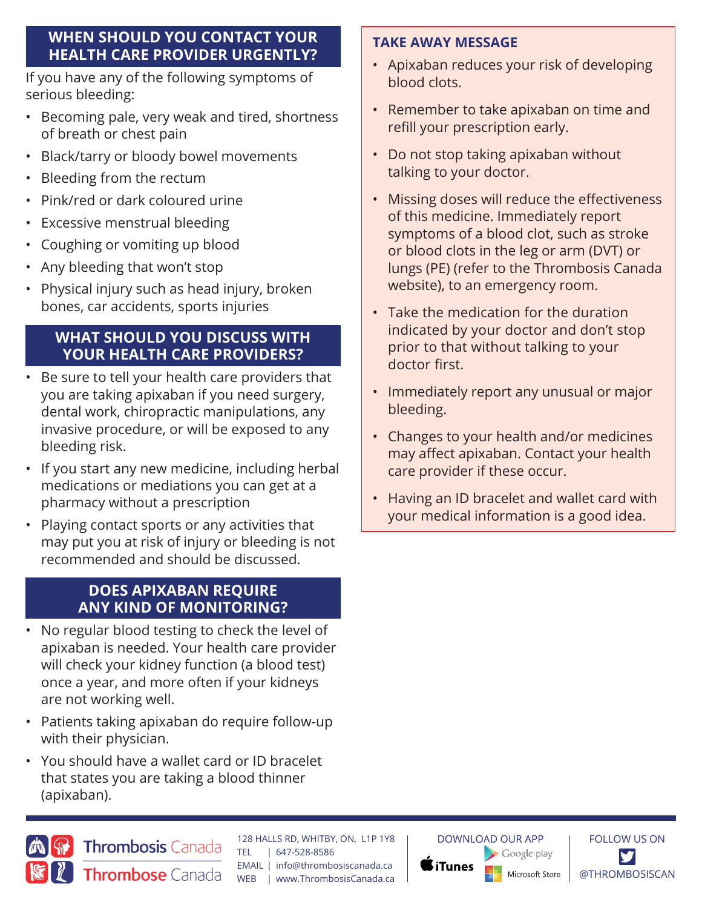## WHEN SHOULD YOU CONTACT YOUR HEALTH CARE PROVIDER URGENTLY?

If you have any of the following symptoms of serious bleeding:

- Becoming pale, very weak and tired, shortness of breath or chest pain
- Black/tarry or bloody bowel movements
- Bleeding from the rectum
- Pink/red or dark coloured urine
- Excessive menstrual bleeding
- Coughing or vomiting up blood
- Any bleeding that won't stop
- Physical injury such as head injury, broken bones, car accidents, sports injuries

## WHAT SHOULD YOU DISCUSS WITH YOUR HEALTH CARE PROVIDERS?

- Be sure to tell your health care providers that you are taking apixaban if you need surgery, dental work, chiropractic manipulations, any invasive procedure, or will be exposed to any bleeding risk.
- If you start any new medicine, including herbal medications or mediations you can get at a pharmacy without a prescription
- Playing contact sports or any activities that may put you at risk of injury or bleeding is not recommended and should be discussed.

## DOES APIXABAN REQUIRE ANY KIND OF MONITORING?

- No regular blood testing to check the level of apixaban is needed. Your health care provider will check your kidney function (a blood test) once a year, and more often if your kidneys are not working well.
- Patients taking apixaban do require follow-up with their physician.
- You should have a wallet card or ID bracelet that states you are taking a blood thinner (apixaban).

## TAKE AWAY MESSAGE

- Apixaban reduces your risk of developing blood clots.
- Remember to take apixaban on time and refill your prescription early.
- Do not stop taking apixaban without talking to your doctor.
- Missing doses will reduce the effectiveness of this medicine. Immediately report symptoms of a blood clot, such as stroke or blood clots in the leg or arm (DVT) or lungs (PE) (refer to the Thrombosis Canada website), to an emergency room.
- Take the medication for the duration indicated by your doctor and don't stop prior to that without talking to your doctor first.
- Immediately report any unusual or major bleeding.
- Changes to your health and/or medicines may affect apixaban. Contact your health care provider if these occur.
- Having an ID bracelet and wallet card with your medical information is a good idea.

Thrombosis Canada
Thrombose Canada

128 HALLS RD, WHITBY, ON, L1P 1Y8
TEL | 647-528-8586
EMAIL | info@thrombosiscanada.ca
WEB | www.ThrombosisCanada.ca

DOWNLOAD OUR APP
iTunes
Google play
Microsoft Store

FOLLOW US ON
@THROMBOSISCAN